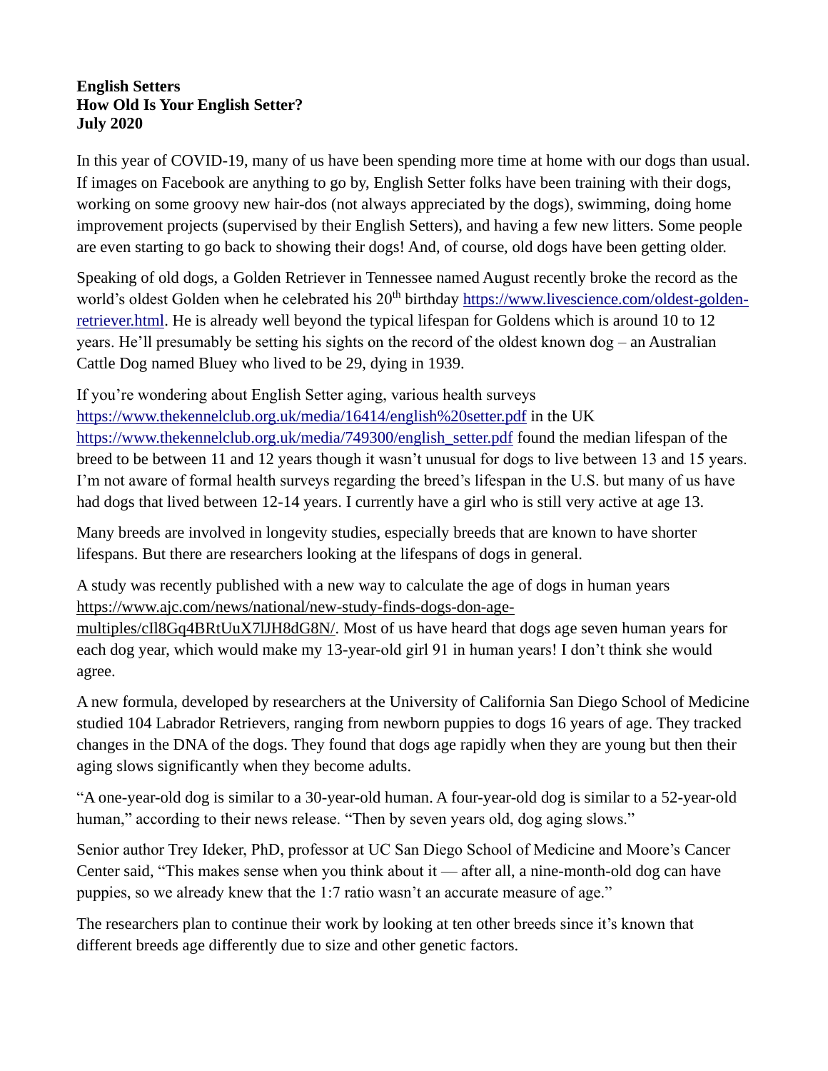**English Setters**
**How Old Is Your English Setter?**
**July 2020**

In this year of COVID-19, many of us have been spending more time at home with our dogs than usual. If images on Facebook are anything to go by, English Setter folks have been training with their dogs, working on some groovy new hair-dos (not always appreciated by the dogs), swimming, doing home improvement projects (supervised by their English Setters), and having a few new litters. Some people are even starting to go back to showing their dogs! And, of course, old dogs have been getting older.

Speaking of old dogs, a Golden Retriever in Tennessee named August recently broke the record as the world's oldest Golden when he celebrated his 20th birthday https://www.livescience.com/oldest-golden-retriever.html. He is already well beyond the typical lifespan for Goldens which is around 10 to 12 years. He'll presumably be setting his sights on the record of the oldest known dog – an Australian Cattle Dog named Bluey who lived to be 29, dying in 1939.

If you're wondering about English Setter aging, various health surveys https://www.thekennelclub.org.uk/media/16414/english%20setter.pdf in the UK https://www.thekennelclub.org.uk/media/749300/english_setter.pdf found the median lifespan of the breed to be between 11 and 12 years though it wasn't unusual for dogs to live between 13 and 15 years. I'm not aware of formal health surveys regarding the breed's lifespan in the U.S. but many of us have had dogs that lived between 12-14 years. I currently have a girl who is still very active at age 13.

Many breeds are involved in longevity studies, especially breeds that are known to have shorter lifespans. But there are researchers looking at the lifespans of dogs in general.

A study was recently published with a new way to calculate the age of dogs in human years https://www.ajc.com/news/national/new-study-finds-dogs-don-age-multiples/cIl8Gq4BRtUuX7lJH8dG8N/. Most of us have heard that dogs age seven human years for each dog year, which would make my 13-year-old girl 91 in human years! I don't think she would agree.

A new formula, developed by researchers at the University of California San Diego School of Medicine studied 104 Labrador Retrievers, ranging from newborn puppies to dogs 16 years of age. They tracked changes in the DNA of the dogs. They found that dogs age rapidly when they are young but then their aging slows significantly when they become adults.

"A one-year-old dog is similar to a 30-year-old human. A four-year-old dog is similar to a 52-year-old human," according to their news release. "Then by seven years old, dog aging slows."

Senior author Trey Ideker, PhD, professor at UC San Diego School of Medicine and Moore's Cancer Center said, "This makes sense when you think about it — after all, a nine-month-old dog can have puppies, so we already knew that the 1:7 ratio wasn't an accurate measure of age."

The researchers plan to continue their work by looking at ten other breeds since it's known that different breeds age differently due to size and other genetic factors.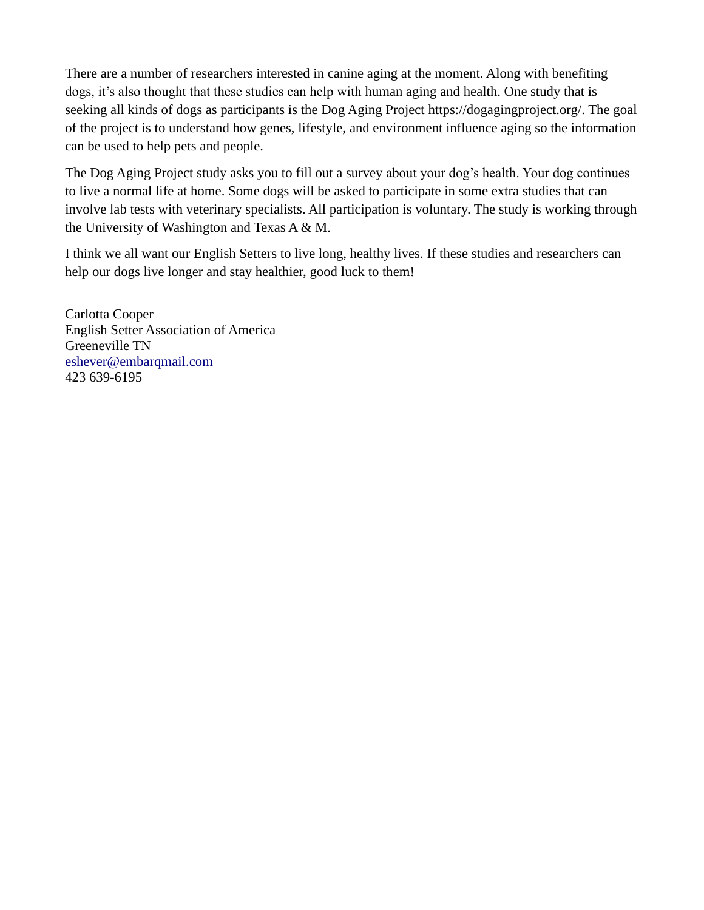There are a number of researchers interested in canine aging at the moment. Along with benefiting dogs, it's also thought that these studies can help with human aging and health. One study that is seeking all kinds of dogs as participants is the Dog Aging Project https://dogagingproject.org/. The goal of the project is to understand how genes, lifestyle, and environment influence aging so the information can be used to help pets and people.

The Dog Aging Project study asks you to fill out a survey about your dog's health. Your dog continues to live a normal life at home. Some dogs will be asked to participate in some extra studies that can involve lab tests with veterinary specialists. All participation is voluntary. The study is working through the University of Washington and Texas A & M.

I think we all want our English Setters to live long, healthy lives. If these studies and researchers can help our dogs live longer and stay healthier, good luck to them!

Carlotta Cooper  
English Setter Association of America  
Greeneville TN  
eshever@embarqmail.com  
423 639-6195